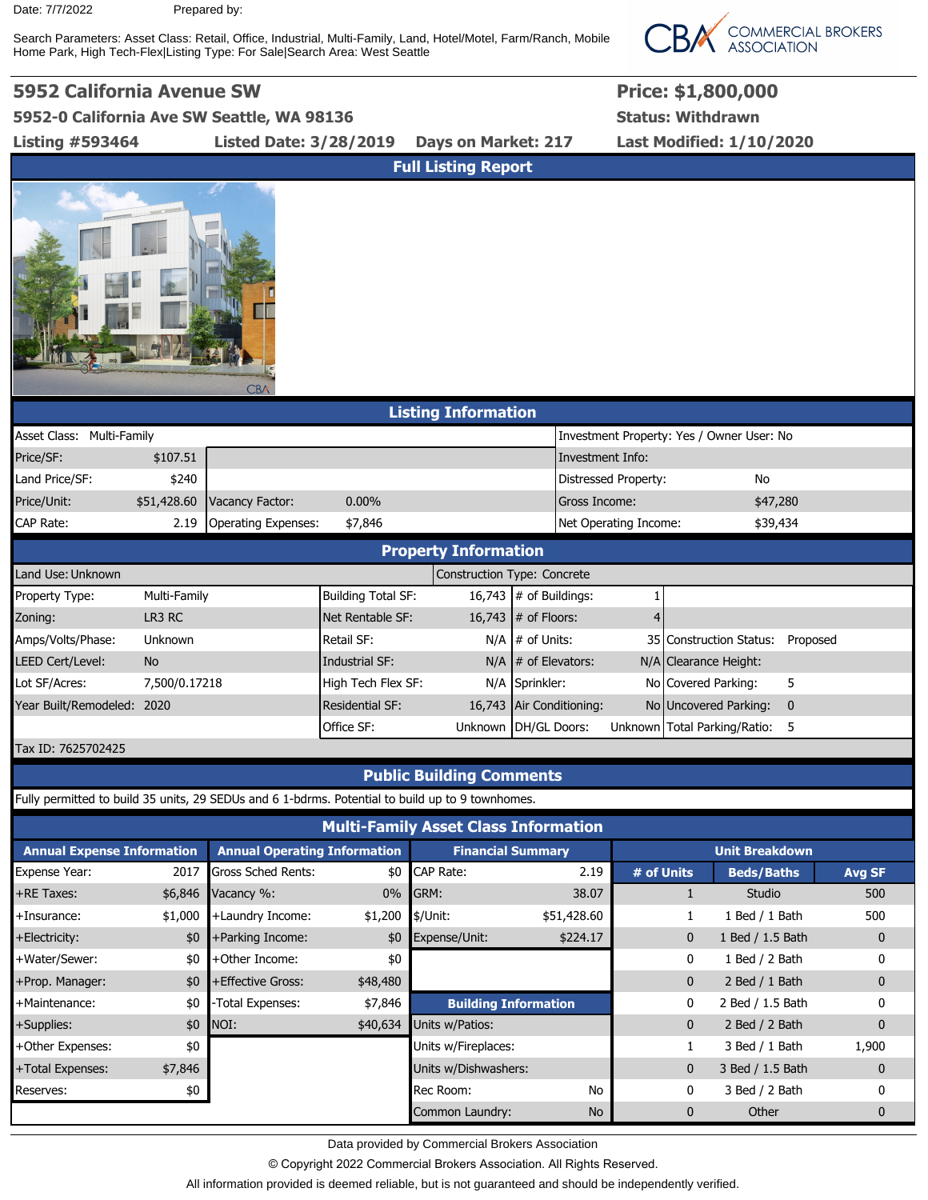Date: 7/7/2022 Prepared by:

Search Parameters: Asset Class: Retail, Office, Industrial, Multi-Family, Land, Hotel/Motel, Farm/Ranch, Mobile Home Park, High Tech-Flex|Listing Type: For Sale|Search Area: West Seattle

CBA COMMERCIAL BROKERS ASSOCIATION

# 5952 California Avenue SW

**Price: $1,800,000**

**5952-0 California Ave SW Seattle, WA 98136**

**Status: Withdrawn**

**Listing #593464** | **Listed Date: 3/28/2019** | **Days on Market: 217** | **Last Modified: 1/10/2020**

## Full Listing Report

## Listing Information

| | | | | | |
|---|---|---|---|---|---|
| Asset Class: Multi-Family | | | | Investment Property: Yes / Owner User: No | |
| Price/SF: | $107.51 | | | Investment Info: | |
| Land Price/SF: | $240 | | | Distressed Property: | No |
| Price/Unit: | $51,428.60 | Vacancy Factor: | 0.00% | Gross Income: | $47,280 |
| CAP Rate: | 2.19 | Operating Expenses: | $7,846 | Net Operating Income: | $39,434 |

## Property Information

| | | | | | | | |
|---|---|---|---|---|---|---|---|
| Land Use: Unknown | | Construction Type: Concrete | | | | | |
| Property Type: | Multi-Family | Building Total SF: | 16,743 | # of Buildings: | 1 | | |
| Zoning: | LR3 RC | Net Rentable SF: | 16,743 | # of Floors: | 4 | | |
| Amps/Volts/Phase: | Unknown | Retail SF: | N/A | # of Units: | 35 | Construction Status: | Proposed |
| LEED Cert/Level: | No | Industrial SF: | N/A | # of Elevators: | N/A | Clearance Height: | |
| Lot SF/Acres: | 7,500/0.17218 | High Tech Flex SF: | N/A | Sprinkler: | No | Covered Parking: | 5 |
| Year Built/Remodeled: | 2020 | Residential SF: | 16,743 | Air Conditioning: | No | Uncovered Parking: | 0 |
| | | Office SF: | Unknown | DH/GL Doors: | Unknown | Total Parking/Ratio: | 5 |
| Tax ID: 7625702425 | | | | | | | |

## Public Building Comments

Fully permitted to build 35 units, 29 SEDUs and 6 1-bdrms. Potential to build up to 9 townhomes.

## Multi-Family Asset Class Information

| Annual Expense Information | | Annual Operating Information | | Financial Summary | | Unit Breakdown | | |
|---|---|---|---|---|---|---|---|---|
| Expense Year: | 2017 | Gross Sched Rents: | $0 | CAP Rate: | 2.19 | # of Units | Beds/Baths | Avg SF |
| +RE Taxes: | $6,846 | Vacancy %: | 0% | GRM: | 38.07 | 1 | Studio | 500 |
| +Insurance: | $1,000 | +Laundry Income: | $1,200 | $/Unit: | $51,428.60 | 1 | 1 Bed / 1 Bath | 500 |
| +Electricity: | $0 | +Parking Income: | $0 | Expense/Unit: | $224.17 | 0 | 1 Bed / 1.5 Bath | 0 |
| +Water/Sewer: | $0 | +Other Income: | $0 | | | 0 | 1 Bed / 2 Bath | 0 |
| +Prop. Manager: | $0 | +Effective Gross: | $48,480 | | | 0 | 2 Bed / 1 Bath | 0 |
| +Maintenance: | $0 | -Total Expenses: | $7,846 | **Building Information** | | 0 | 2 Bed / 1.5 Bath | 0 |
| +Supplies: | $0 | NOI: | $40,634 | Units w/Patios: | | 0 | 2 Bed / 2 Bath | 0 |
| +Other Expenses: | $0 | | | Units w/Fireplaces: | | 1 | 3 Bed / 1 Bath | 1,900 |
| +Total Expenses: | $7,846 | | | Units w/Dishwashers: | | 0 | 3 Bed / 1.5 Bath | 0 |
| Reserves: | $0 | | | Rec Room: | No | 0 | 3 Bed / 2 Bath | 0 |
| | | | | Common Laundry: | No | 0 | Other | 0 |

Data provided by Commercial Brokers Association

© Copyright 2022 Commercial Brokers Association. All Rights Reserved.

All information provided is deemed reliable, but is not guaranteed and should be independently verified.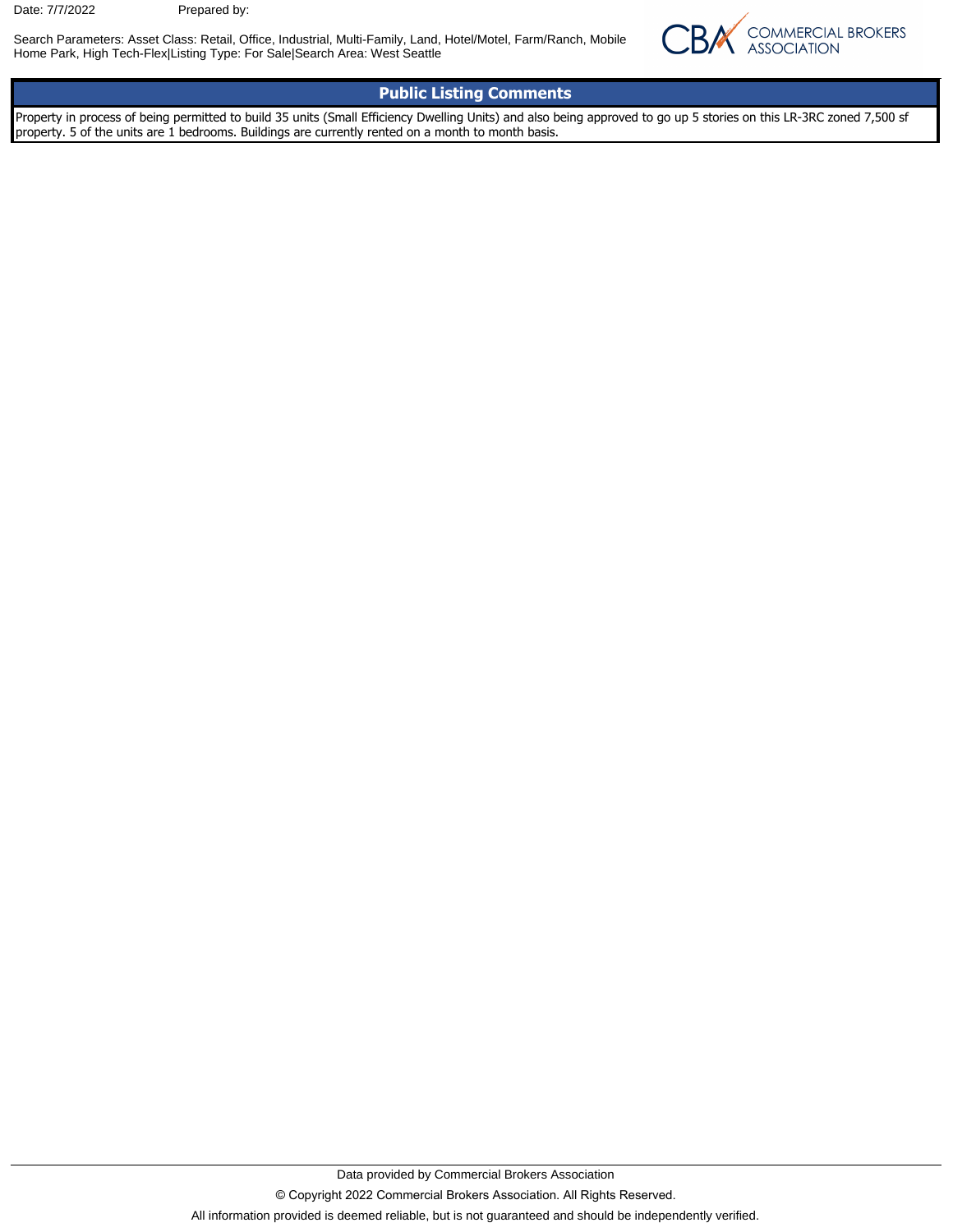## Public Listing Comments

Property in process of being permitted to build 35 units (Small Efficiency Dwelling Units) and also being approved to go up 5 stories on this LR-3RC zoned 7,500 sf property. 5 of the units are 1 bedrooms. Buildings are currently rented on a month to month basis.